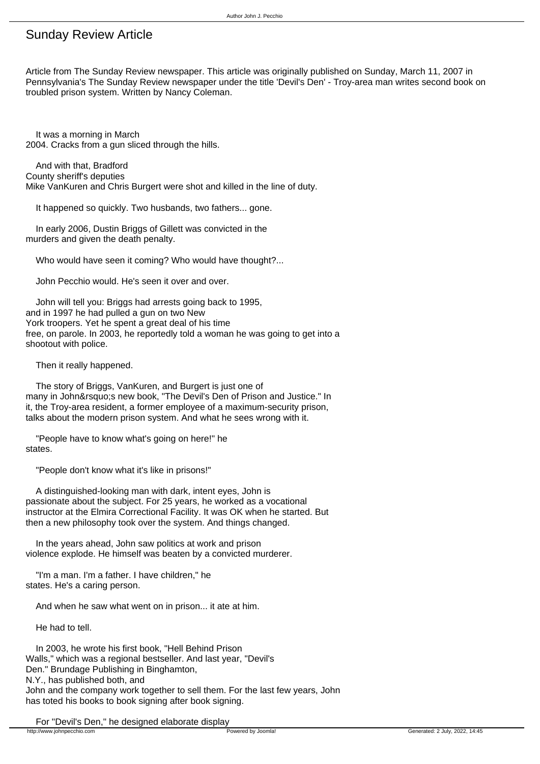# Sunday Review Article

Article from The Sunday Review newspaper. This article was originally published on Sunday, March 11, 2007 in Pennsylvania's The Sunday Review newspaper under the title 'Devil's Den' - Troy-area man writes second book on troubled prison system. Written by Nancy Coleman.

It was a morning in March 2004. Cracks from a gun sliced through the hills.

And with that, Bradford County sheriff's deputies Mike VanKuren and Chris Burgert were shot and killed in the line of duty.

It happened so quickly. Two husbands, two fathers... gone.

In early 2006, Dustin Briggs of Gillett was convicted in the murders and given the death penalty.

Who would have seen it coming? Who would have thought?...

John Pecchio would. He's seen it over and over.

John will tell you: Briggs had arrests going back to 1995, and in 1997 he had pulled a gun on two New York troopers. Yet he spent a great deal of his time free, on parole. In 2003, he reportedly told a woman he was going to get into a shootout with police.

Then it really happened.

The story of Briggs, VanKuren, and Burgert is just one of many in John&rsquo;s new book, "The Devil's Den of Prison and Justice." In it, the Troy-area resident, a former employee of a maximum-security prison, talks about the modern prison system. And what he sees wrong with it.

"People have to know what's going on here!" he states.

"People don't know what it's like in prisons!"

A distinguished-looking man with dark, intent eyes, John is passionate about the subject. For 25 years, he worked as a vocational instructor at the Elmira Correctional Facility. It was OK when he started. But then a new philosophy took over the system. And things changed.

In the years ahead, John saw politics at work and prison violence explode. He himself was beaten by a convicted murderer.

"I'm a man. I'm a father. I have children," he states. He's a caring person.

And when he saw what went on in prison... it ate at him.

He had to tell.

In 2003, he wrote his first book, "Hell Behind Prison Walls," which was a regional bestseller. And last year, "Devil's Den." Brundage Publishing in Binghamton, N.Y., has published both, and John and the company work together to sell them. For the last few years, John has toted his books to book signing after book signing.

For "Devil's Den," he designed elaborate display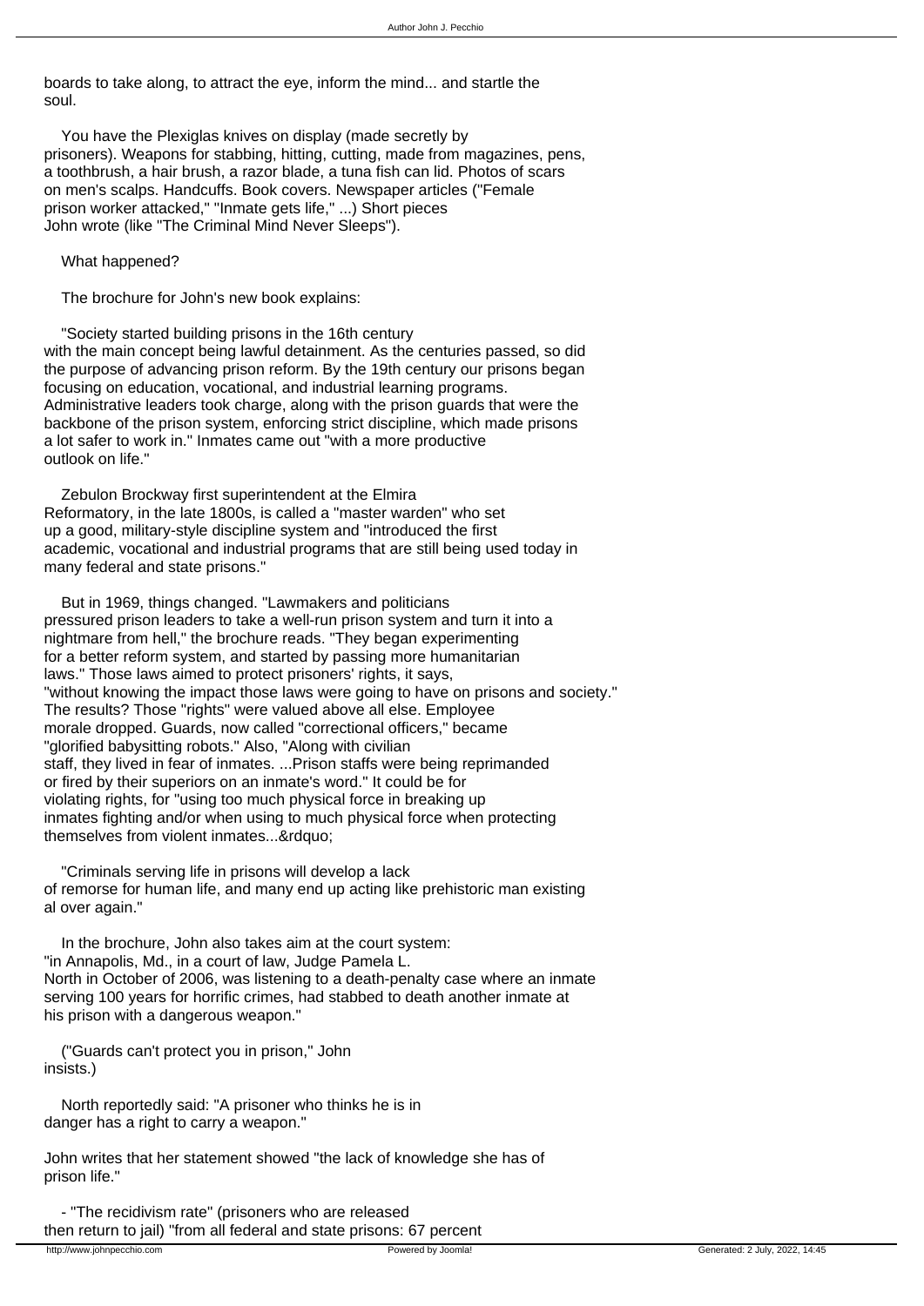boards to take along, to attract the eye, inform the mind... and startle the soul.

You have the Plexiglas knives on display (made secretly by prisoners). Weapons for stabbing, hitting, cutting, made from magazines, pens, a toothbrush, a hair brush, a razor blade, a tuna fish can lid. Photos of scars on men's scalps. Handcuffs. Book covers. Newspaper articles ("Female prison worker attacked," "Inmate gets life," ...) Short pieces John wrote (like "The Criminal Mind Never Sleeps").

What happened?

The brochure for John's new book explains:

"Society started building prisons in the 16th century with the main concept being lawful detainment. As the centuries passed, so did the purpose of advancing prison reform. By the 19th century our prisons began focusing on education, vocational, and industrial learning programs. Administrative leaders took charge, along with the prison guards that were the backbone of the prison system, enforcing strict discipline, which made prisons a lot safer to work in." Inmates came out "with a more productive outlook on life."

Zebulon Brockway first superintendent at the Elmira Reformatory, in the late 1800s, is called a "master warden" who set up a good, military-style discipline system and "introduced the first academic, vocational and industrial programs that are still being used today in many federal and state prisons."

But in 1969, things changed. "Lawmakers and politicians pressured prison leaders to take a well-run prison system and turn it into a nightmare from hell," the brochure reads. "They began experimenting for a better reform system, and started by passing more humanitarian laws." Those laws aimed to protect prisoners' rights, it says, "without knowing the impact those laws were going to have on prisons and society." The results? Those "rights" were valued above all else. Employee morale dropped. Guards, now called "correctional officers," became "glorified babysitting robots." Also, "Along with civilian staff, they lived in fear of inmates. ...Prison staffs were being reprimanded or fired by their superiors on an inmate's word." It could be for violating rights, for "using too much physical force in breaking up inmates fighting and/or when using to much physical force when protecting themselves from violent inmates...&rdquo;

"Criminals serving life in prisons will develop a lack of remorse for human life, and many end up acting like prehistoric man existing al over again."

In the brochure, John also takes aim at the court system: "in Annapolis, Md., in a court of law, Judge Pamela L. North in October of 2006, was listening to a death-penalty case where an inmate serving 100 years for horrific crimes, had stabbed to death another inmate at his prison with a dangerous weapon."

("Guards can't protect you in prison," John insists.)

North reportedly said: "A prisoner who thinks he is in danger has a right to carry a weapon."

John writes that her statement showed "the lack of knowledge she has of prison life."

- "The recidivism rate" (prisoners who are released then return to jail) "from all federal and state prisons: 67 percent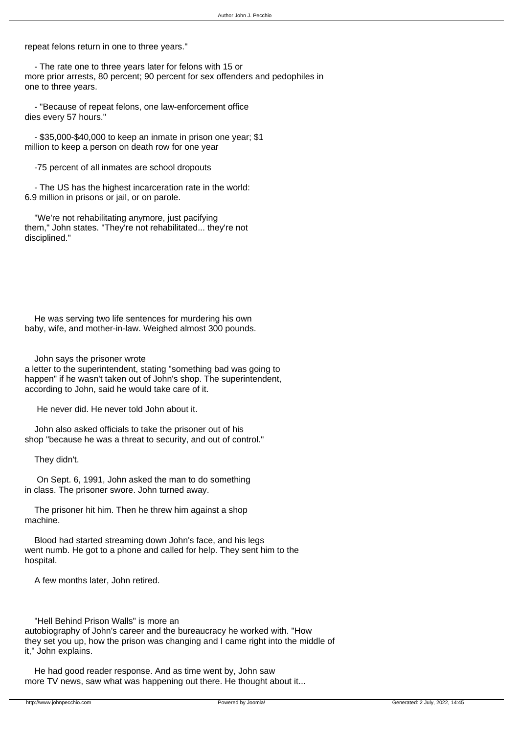repeat felons return in one to three years."

- The rate one to three years later for felons with 15 or more prior arrests, 80 percent; 90 percent for sex offenders and pedophiles in one to three years.

- "Because of repeat felons, one law-enforcement office dies every 57 hours."

- $35,000-$40,000 to keep an inmate in prison one year; $1 million to keep a person on death row for one year

- 75 percent of all inmates are school dropouts

- The US has the highest incarceration rate in the world: 6.9 million in prisons or jail, or on parole.

"We're not rehabilitating anymore, just pacifying them," John states. "They're not rehabilitated... they're not disciplined."

He was serving two life sentences for murdering his own baby, wife, and mother-in-law. Weighed almost 300 pounds.

John says the prisoner wrote a letter to the superintendent, stating "something bad was going to happen" if he wasn't taken out of John's shop. The superintendent, according to John, said he would take care of it.

He never did. He never told John about it.

John also asked officials to take the prisoner out of his shop "because he was a threat to security, and out of control."

They didn't.

On Sept. 6, 1991, John asked the man to do something in class. The prisoner swore. John turned away.

The prisoner hit him. Then he threw him against a shop machine.

Blood had started streaming down John's face, and his legs went numb. He got to a phone and called for help. They sent him to the hospital.

A few months later, John retired.

"Hell Behind Prison Walls" is more an autobiography of John's career and the bureaucracy he worked with. "How they set you up, how the prison was changing and I came right into the middle of it," John explains.

He had good reader response. And as time went by, John saw more TV news, saw what was happening out there. He thought about it...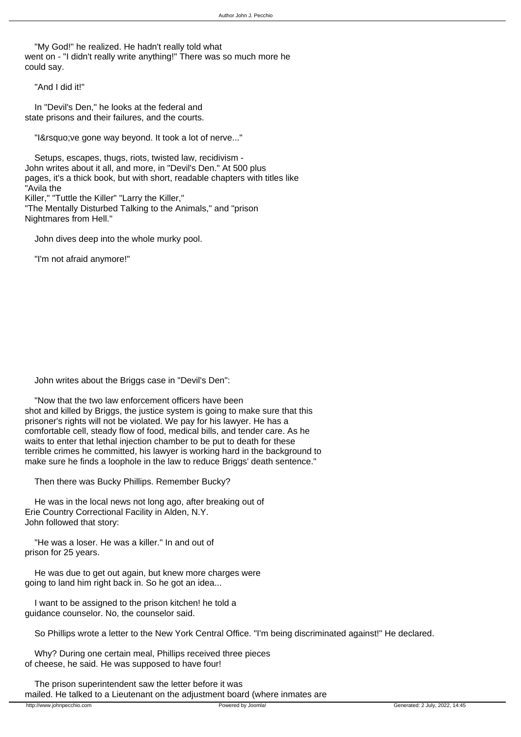"My God!" he realized. He hadn't really told what went on - "I didn't really write anything!" There was so much more he could say.

"And I did it!"

In "Devil's Den," he looks at the federal and state prisons and their failures, and the courts.

"I&rsquo;ve gone way beyond. It took a lot of nerve..."

Setups, escapes, thugs, riots, twisted law, recidivism - John writes about it all, and more, in "Devil's Den." At 500 plus pages, it's a thick book, but with short, readable chapters with titles like "Avila the Killer," "Tuttle the Killer" "Larry the Killer," "The Mentally Disturbed Talking to the Animals," and "prison Nightmares from Hell."

John dives deep into the whole murky pool.

"I'm not afraid anymore!"

John writes about the Briggs case in "Devil's Den":

"Now that the two law enforcement officers have been shot and killed by Briggs, the justice system is going to make sure that this prisoner's rights will not be violated. We pay for his lawyer. He has a comfortable cell, steady flow of food, medical bills, and tender care. As he waits to enter that lethal injection chamber to be put to death for these terrible crimes he committed, his lawyer is working hard in the background to make sure he finds a loophole in the law to reduce Briggs' death sentence."

Then there was Bucky Phillips. Remember Bucky?

He was in the local news not long ago, after breaking out of Erie Country Correctional Facility in Alden, N.Y. John followed that story:

"He was a loser. He was a killer." In and out of prison for 25 years.

He was due to get out again, but knew more charges were going to land him right back in. So he got an idea...

I want to be assigned to the prison kitchen! he told a guidance counselor. No, the counselor said.

So Phillips wrote a letter to the New York Central Office. "I'm being discriminated against!" He declared.

Why? During one certain meal, Phillips received three pieces of cheese, he said. He was supposed to have four!

The prison superintendent saw the letter before it was mailed. He talked to a Lieutenant on the adjustment board (where inmates are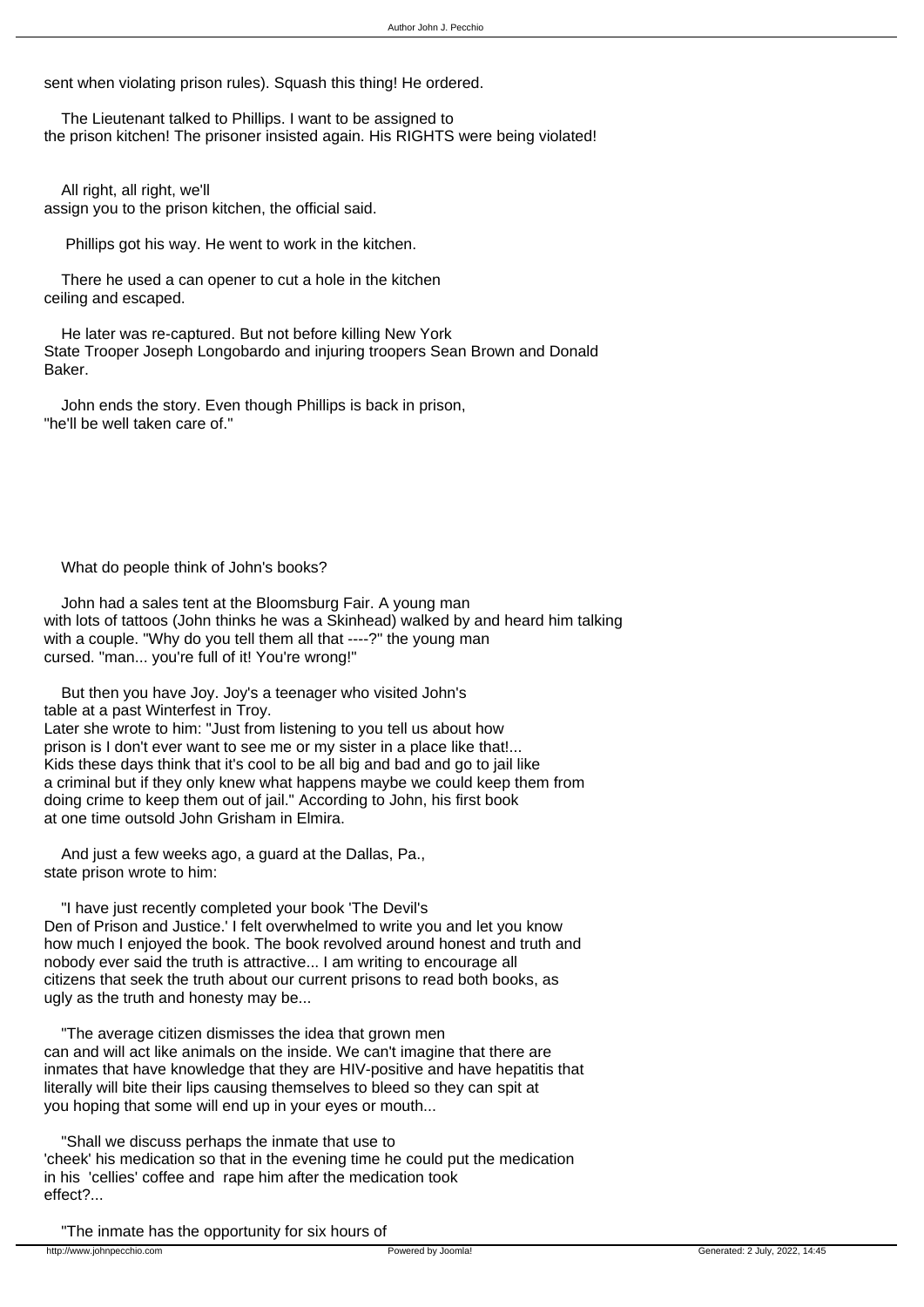sent when violating prison rules). Squash this thing! He ordered.

The Lieutenant talked to Phillips. I want to be assigned to the prison kitchen! The prisoner insisted again. His RIGHTS were being violated!

All right, all right, we'll assign you to the prison kitchen, the official said.

Phillips got his way. He went to work in the kitchen.

There he used a can opener to cut a hole in the kitchen ceiling and escaped.

He later was re-captured. But not before killing New York State Trooper Joseph Longobardo and injuring troopers Sean Brown and Donald Baker.

John ends the story. Even though Phillips is back in prison, "he'll be well taken care of."

What do people think of John's books?

John had a sales tent at the Bloomsburg Fair. A young man with lots of tattoos (John thinks he was a Skinhead) walked by and heard him talking with a couple. "Why do you tell them all that ----?" the young man cursed. "man... you're full of it! You're wrong!"

But then you have Joy. Joy's a teenager who visited John's table at a past Winterfest in Troy.
Later she wrote to him: "Just from listening to you tell us about how prison is I don't ever want to see me or my sister in a place like that!... Kids these days think that it's cool to be all big and bad and go to jail like a criminal but if they only knew what happens maybe we could keep them from doing crime to keep them out of jail." According to John, his first book at one time outsold John Grisham in Elmira.

And just a few weeks ago, a guard at the Dallas, Pa., state prison wrote to him:

"I have just recently completed your book 'The Devil's Den of Prison and Justice.' I felt overwhelmed to write you and let you know how much I enjoyed the book. The book revolved around honest and truth and nobody ever said the truth is attractive... I am writing to encourage all citizens that seek the truth about our current prisons to read both books, as ugly as the truth and honesty may be...

"The average citizen dismisses the idea that grown men can and will act like animals on the inside. We can't imagine that there are inmates that have knowledge that they are HIV-positive and have hepatitis that literally will bite their lips causing themselves to bleed so they can spit at you hoping that some will end up in your eyes or mouth...

"Shall we discuss perhaps the inmate that use to 'cheek' his medication so that in the evening time he could put the medication in his 'cellies' coffee and rape him after the medication took effect?...

"The inmate has the opportunity for six hours of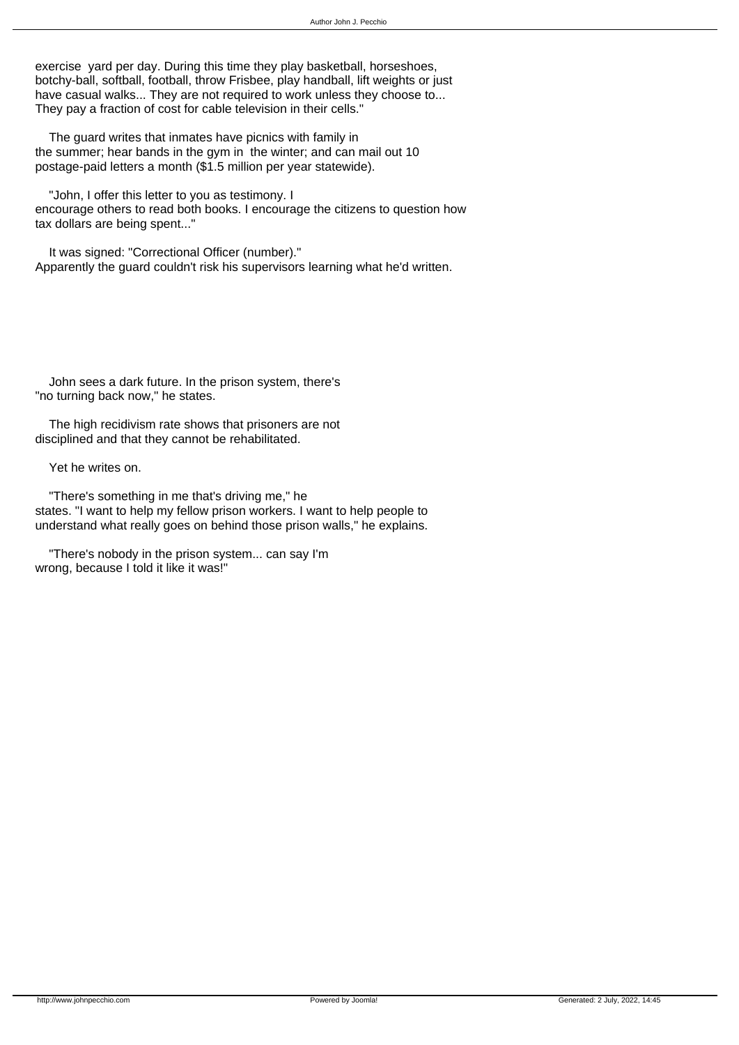exercise yard per day. During this time they play basketball, horseshoes, botchy-ball, softball, football, throw Frisbee, play handball, lift weights or just have casual walks... They are not required to work unless they choose to... They pay a fraction of cost for cable television in their cells."

The guard writes that inmates have picnics with family in the summer; hear bands in the gym in the winter; and can mail out 10 postage-paid letters a month ($1.5 million per year statewide).

"John, I offer this letter to you as testimony. I encourage others to read both books. I encourage the citizens to question how tax dollars are being spent..."

It was signed: "Correctional Officer (number)." Apparently the guard couldn't risk his supervisors learning what he'd written.

John sees a dark future. In the prison system, there's "no turning back now," he states.

The high recidivism rate shows that prisoners are not disciplined and that they cannot be rehabilitated.

Yet he writes on.

"There's something in me that's driving me," he states. "I want to help my fellow prison workers. I want to help people to understand what really goes on behind those prison walls," he explains.

"There's nobody in the prison system... can say I'm wrong, because I told it like it was!"